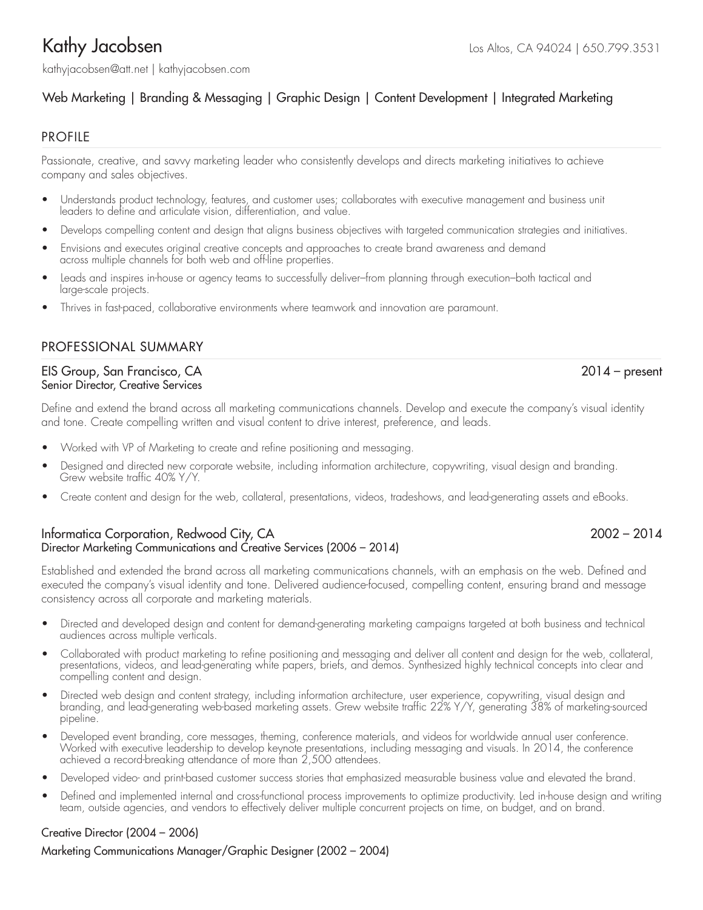# Kathy Jacobsen

Los Altos, CA 94024 | 650.799.3531

kathyjacobsen@att.net | kathyjacobsen.com

Web Marketing | Branding & Messaging | Graphic Design | Content Development | Integrated Marketing

## PROFILE

Passionate, creative, and savvy marketing leader who consistently develops and directs marketing initiatives to achieve company and sales objectives.

- Understands product technology, features, and customer uses; collaborates with executive management and business unit leaders to define and articulate vision, differentiation, and value.
- Develops compelling content and design that aligns business objectives with targeted communication strategies and initiatives.
- Envisions and executes original creative concepts and approaches to create brand awareness and demand across multiple channels for both web and off-line properties.
- Leads and inspires in-house or agency teams to successfully deliver–from planning through execution–both tactical and large-scale projects.
- Thrives in fast-paced, collaborative environments where teamwork and innovation are paramount.

## PROFESSIONAL SUMMARY

### EIS Group, San Francisco, CA — 2014 – present

Senior Director, Creative Services

Define and extend the brand across all marketing communications channels. Develop and execute the company's visual identity and tone. Create compelling written and visual content to drive interest, preference, and leads.

- Worked with VP of Marketing to create and refine positioning and messaging.
- Designed and directed new corporate website, including information architecture, copywriting, visual design and branding. Grew website traffic 40% Y/Y.
- Create content and design for the web, collateral, presentations, videos, tradeshows, and lead-generating assets and eBooks.

### Informatica Corporation, Redwood City, CA — 2002 – 2014

Director Marketing Communications and Creative Services (2006 – 2014)

Established and extended the brand across all marketing communications channels, with an emphasis on the web. Defined and executed the company's visual identity and tone. Delivered audience-focused, compelling content, ensuring brand and message consistency across all corporate and marketing materials.

- Directed and developed design and content for demand-generating marketing campaigns targeted at both business and technical audiences across multiple verticals.
- Collaborated with product marketing to refine positioning and messaging and deliver all content and design for the web, collateral, presentations, videos, and lead-generating white papers, briefs, and demos. Synthesized highly technical concepts into clear and compelling content and design.
- Directed web design and content strategy, including information architecture, user experience, copywriting, visual design and branding, and lead-generating web-based marketing assets. Grew website traffic 22% Y/Y, generating 38% of marketing-sourced pipeline.
- Developed event branding, core messages, theming, conference materials, and videos for worldwide annual user conference. Worked with executive leadership to develop keynote presentations, including messaging and visuals. In 2014, the conference achieved a record-breaking attendance of more than 2,500 attendees.
- Developed video- and print-based customer success stories that emphasized measurable business value and elevated the brand.
- Defined and implemented internal and cross-functional process improvements to optimize productivity. Led in-house design and writing team, outside agencies, and vendors to effectively deliver multiple concurrent projects on time, on budget, and on brand.

Creative Director (2004 – 2006)

Marketing Communications Manager/Graphic Designer (2002 – 2004)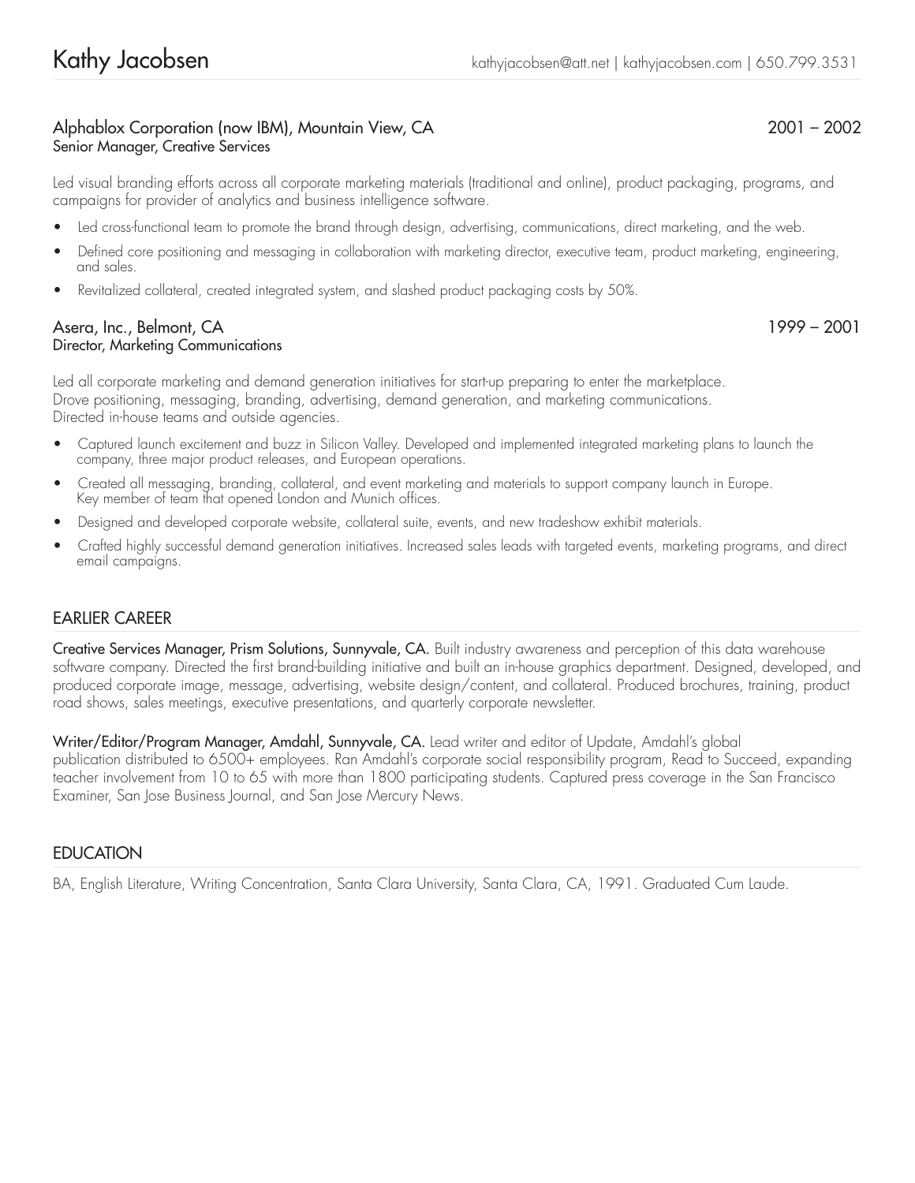# Kathy Jacobsen

kathyjacobsen@att.net | kathyjacobsen.com | 650.799.3531

### Alphablox Corporation (now IBM), Mountain View, CA — 2001 – 2002
Senior Manager, Creative Services

Led visual branding efforts across all corporate marketing materials (traditional and online), product packaging, programs, and campaigns for provider of analytics and business intelligence software.

- Led cross-functional team to promote the brand through design, advertising, communications, direct marketing, and the web.
- Defined core positioning and messaging in collaboration with marketing director, executive team, product marketing, engineering, and sales.
- Revitalized collateral, created integrated system, and slashed product packaging costs by 50%.

### Asera, Inc., Belmont, CA — 1999 – 2001
Director, Marketing Communications

Led all corporate marketing and demand generation initiatives for start-up preparing to enter the marketplace.
Drove positioning, messaging, branding, advertising, demand generation, and marketing communications.
Directed in-house teams and outside agencies.

- Captured launch excitement and buzz in Silicon Valley. Developed and implemented integrated marketing plans to launch the company, three major product releases, and European operations.
- Created all messaging, branding, collateral, and event marketing and materials to support company launch in Europe. Key member of team that opened London and Munich offices.
- Designed and developed corporate website, collateral suite, events, and new tradeshow exhibit materials.
- Crafted highly successful demand generation initiatives. Increased sales leads with targeted events, marketing programs, and direct email campaigns.

## EARLIER CAREER

**Creative Services Manager, Prism Solutions, Sunnyvale, CA.** Built industry awareness and perception of this data warehouse software company. Directed the first brand-building initiative and built an in-house graphics department. Designed, developed, and produced corporate image, message, advertising, website design/content, and collateral. Produced brochures, training, product road shows, sales meetings, executive presentations, and quarterly corporate newsletter.

**Writer/Editor/Program Manager, Amdahl, Sunnyvale, CA.** Lead writer and editor of Update, Amdahl's global publication distributed to 6500+ employees. Ran Amdahl's corporate social responsibility program, Read to Succeed, expanding teacher involvement from 10 to 65 with more than 1800 participating students. Captured press coverage in the San Francisco Examiner, San Jose Business Journal, and San Jose Mercury News.

## EDUCATION

BA, English Literature, Writing Concentration, Santa Clara University, Santa Clara, CA, 1991. Graduated Cum Laude.